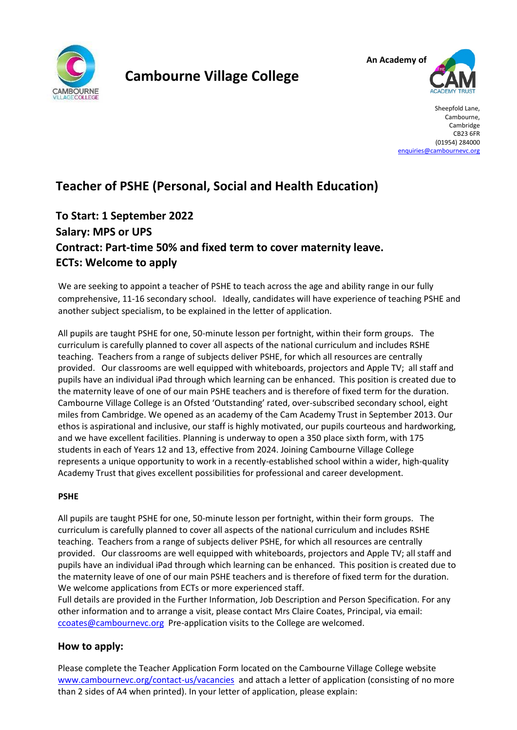# Cambourne Village College

An Academy of THE CAM ACADEMY TRUST

Sheepfold Lane,
Cambourne,
Cambridge
CB23 6FR
(01954) 284000
enquiries@cambournevc.org

## Teacher of PSHE (Personal, Social and Health Education)

### To Start: 1 September 2022
### Salary: MPS or UPS
### Contract: Part-time 50% and fixed term to cover maternity leave.
### ECTs: Welcome to apply

We are seeking to appoint a teacher of PSHE to teach across the age and ability range in our fully comprehensive, 11-16 secondary school. Ideally, candidates will have experience of teaching PSHE and another subject specialism, to be explained in the letter of application.

All pupils are taught PSHE for one, 50-minute lesson per fortnight, within their form groups. The curriculum is carefully planned to cover all aspects of the national curriculum and includes RSHE teaching. Teachers from a range of subjects deliver PSHE, for which all resources are centrally provided. Our classrooms are well equipped with whiteboards, projectors and Apple TV; all staff and pupils have an individual iPad through which learning can be enhanced. This position is created due to the maternity leave of one of our main PSHE teachers and is therefore of fixed term for the duration. Cambourne Village College is an Ofsted 'Outstanding' rated, over-subscribed secondary school, eight miles from Cambridge. We opened as an academy of the Cam Academy Trust in September 2013. Our ethos is aspirational and inclusive, our staff is highly motivated, our pupils courteous and hardworking, and we have excellent facilities. Planning is underway to open a 350 place sixth form, with 175 students in each of Years 12 and 13, effective from 2024. Joining Cambourne Village College represents a unique opportunity to work in a recently-established school within a wider, high-quality Academy Trust that gives excellent possibilities for professional and career development.

**PSHE**

All pupils are taught PSHE for one, 50-minute lesson per fortnight, within their form groups. The curriculum is carefully planned to cover all aspects of the national curriculum and includes RSHE teaching. Teachers from a range of subjects deliver PSHE, for which all resources are centrally provided. Our classrooms are well equipped with whiteboards, projectors and Apple TV; all staff and pupils have an individual iPad through which learning can be enhanced. This position is created due to the maternity leave of one of our main PSHE teachers and is therefore of fixed term for the duration.
We welcome applications from ECTs or more experienced staff.
Full details are provided in the Further Information, Job Description and Person Specification. For any other information and to arrange a visit, please contact Mrs Claire Coates, Principal, via email: ccoates@cambournevc.org Pre-application visits to the College are welcomed.

### How to apply:

Please complete the Teacher Application Form located on the Cambourne Village College website www.cambournevc.org/contact-us/vacancies and attach a letter of application (consisting of no more than 2 sides of A4 when printed). In your letter of application, please explain: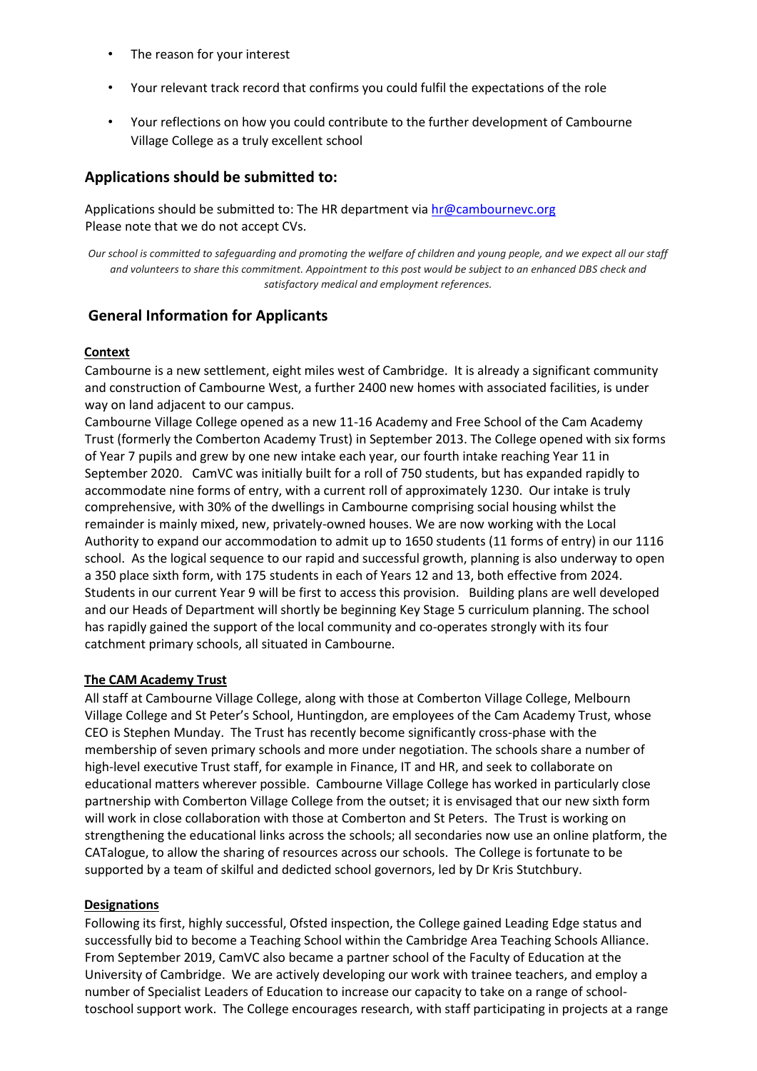- The reason for your interest
- Your relevant track record that confirms you could fulfil the expectations of the role
- Your reflections on how you could contribute to the further development of Cambourne Village College as a truly excellent school

## Applications should be submitted to:

Applications should be submitted to: The HR department via hr@cambournevc.org
Please note that we do not accept CVs.

*Our school is committed to safeguarding and promoting the welfare of children and young people, and we expect all our staff and volunteers to share this commitment. Appointment to this post would be subject to an enhanced DBS check and satisfactory medical and employment references.*

## General Information for Applicants

**Context**

Cambourne is a new settlement, eight miles west of Cambridge. It is already a significant community and construction of Cambourne West, a further 2400 new homes with associated facilities, is under way on land adjacent to our campus.

Cambourne Village College opened as a new 11-16 Academy and Free School of the Cam Academy Trust (formerly the Comberton Academy Trust) in September 2013. The College opened with six forms of Year 7 pupils and grew by one new intake each year, our fourth intake reaching Year 11 in September 2020. CamVC was initially built for a roll of 750 students, but has expanded rapidly to accommodate nine forms of entry, with a current roll of approximately 1230. Our intake is truly comprehensive, with 30% of the dwellings in Cambourne comprising social housing whilst the remainder is mainly mixed, new, privately-owned houses. We are now working with the Local Authority to expand our accommodation to admit up to 1650 students (11 forms of entry) in our 1116 school. As the logical sequence to our rapid and successful growth, planning is also underway to open a 350 place sixth form, with 175 students in each of Years 12 and 13, both effective from 2024. Students in our current Year 9 will be first to access this provision. Building plans are well developed and our Heads of Department will shortly be beginning Key Stage 5 curriculum planning. The school has rapidly gained the support of the local community and co-operates strongly with its four catchment primary schools, all situated in Cambourne.

**The CAM Academy Trust**

All staff at Cambourne Village College, along with those at Comberton Village College, Melbourn Village College and St Peter's School, Huntingdon, are employees of the Cam Academy Trust, whose CEO is Stephen Munday. The Trust has recently become significantly cross-phase with the membership of seven primary schools and more under negotiation. The schools share a number of high-level executive Trust staff, for example in Finance, IT and HR, and seek to collaborate on educational matters wherever possible. Cambourne Village College has worked in particularly close partnership with Comberton Village College from the outset; it is envisaged that our new sixth form will work in close collaboration with those at Comberton and St Peters. The Trust is working on strengthening the educational links across the schools; all secondaries now use an online platform, the CATalogue, to allow the sharing of resources across our schools. The College is fortunate to be supported by a team of skilful and dedicted school governors, led by Dr Kris Stutchbury.

**Designations**

Following its first, highly successful, Ofsted inspection, the College gained Leading Edge status and successfully bid to become a Teaching School within the Cambridge Area Teaching Schools Alliance. From September 2019, CamVC also became a partner school of the Faculty of Education at the University of Cambridge. We are actively developing our work with trainee teachers, and employ a number of Specialist Leaders of Education to increase our capacity to take on a range of school-toschool support work. The College encourages research, with staff participating in projects at a range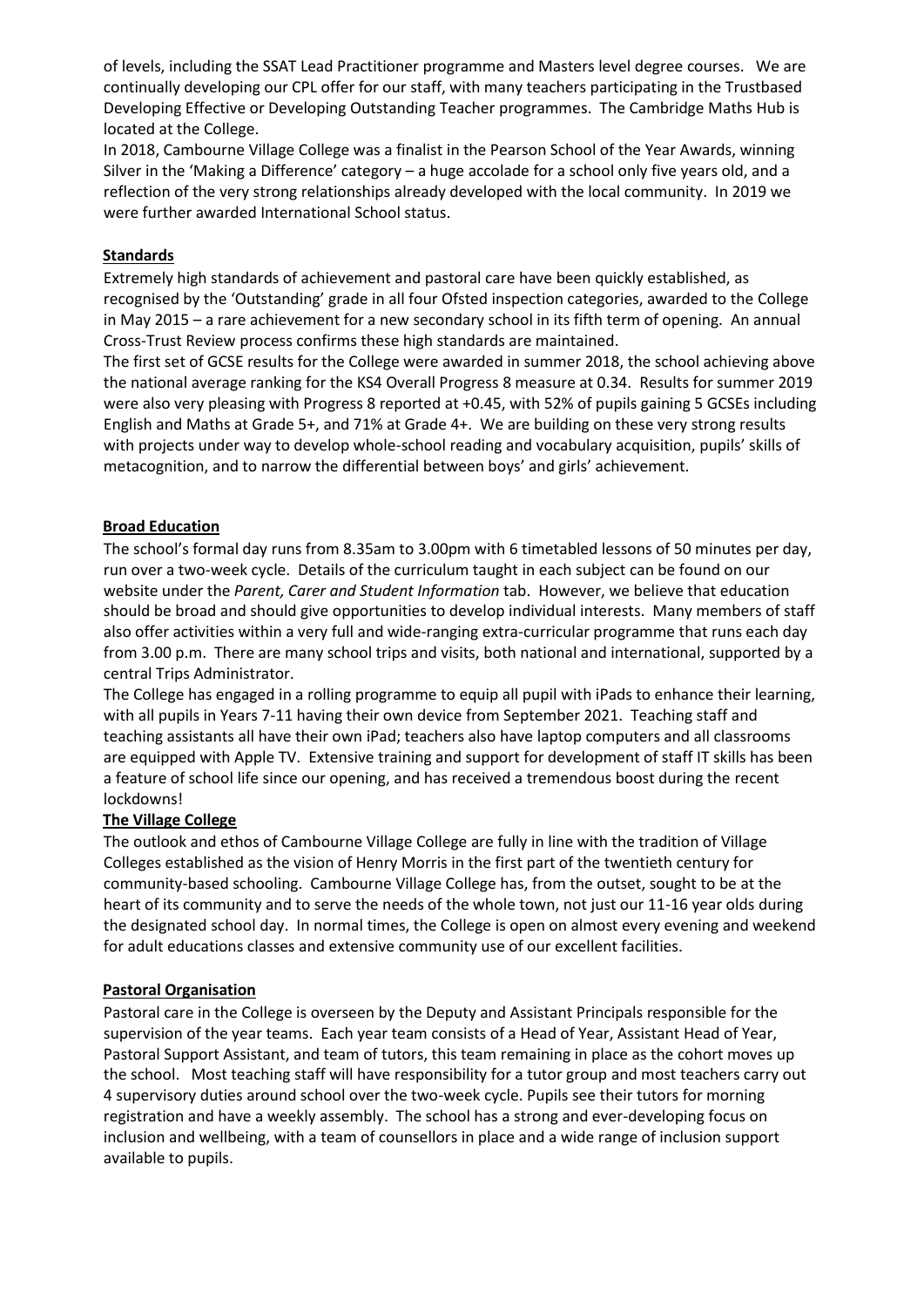of levels, including the SSAT Lead Practitioner programme and Masters level degree courses. We are continually developing our CPL offer for our staff, with many teachers participating in the Trustbased Developing Effective or Developing Outstanding Teacher programmes. The Cambridge Maths Hub is located at the College.

In 2018, Cambourne Village College was a finalist in the Pearson School of the Year Awards, winning Silver in the 'Making a Difference' category – a huge accolade for a school only five years old, and a reflection of the very strong relationships already developed with the local community. In 2019 we were further awarded International School status.

## Standards

Extremely high standards of achievement and pastoral care have been quickly established, as recognised by the 'Outstanding' grade in all four Ofsted inspection categories, awarded to the College in May 2015 – a rare achievement for a new secondary school in its fifth term of opening. An annual Cross-Trust Review process confirms these high standards are maintained.

The first set of GCSE results for the College were awarded in summer 2018, the school achieving above the national average ranking for the KS4 Overall Progress 8 measure at 0.34. Results for summer 2019 were also very pleasing with Progress 8 reported at +0.45, with 52% of pupils gaining 5 GCSEs including English and Maths at Grade 5+, and 71% at Grade 4+. We are building on these very strong results with projects under way to develop whole-school reading and vocabulary acquisition, pupils' skills of metacognition, and to narrow the differential between boys' and girls' achievement.

## Broad Education

The school's formal day runs from 8.35am to 3.00pm with 6 timetabled lessons of 50 minutes per day, run over a two-week cycle. Details of the curriculum taught in each subject can be found on our website under the *Parent, Carer and Student Information* tab. However, we believe that education should be broad and should give opportunities to develop individual interests. Many members of staff also offer activities within a very full and wide-ranging extra-curricular programme that runs each day from 3.00 p.m. There are many school trips and visits, both national and international, supported by a central Trips Administrator.

The College has engaged in a rolling programme to equip all pupil with iPads to enhance their learning, with all pupils in Years 7-11 having their own device from September 2021. Teaching staff and teaching assistants all have their own iPad; teachers also have laptop computers and all classrooms are equipped with Apple TV. Extensive training and support for development of staff IT skills has been a feature of school life since our opening, and has received a tremendous boost during the recent lockdowns!

## The Village College

The outlook and ethos of Cambourne Village College are fully in line with the tradition of Village Colleges established as the vision of Henry Morris in the first part of the twentieth century for community-based schooling. Cambourne Village College has, from the outset, sought to be at the heart of its community and to serve the needs of the whole town, not just our 11-16 year olds during the designated school day. In normal times, the College is open on almost every evening and weekend for adult educations classes and extensive community use of our excellent facilities.

## Pastoral Organisation

Pastoral care in the College is overseen by the Deputy and Assistant Principals responsible for the supervision of the year teams. Each year team consists of a Head of Year, Assistant Head of Year, Pastoral Support Assistant, and team of tutors, this team remaining in place as the cohort moves up the school. Most teaching staff will have responsibility for a tutor group and most teachers carry out 4 supervisory duties around school over the two-week cycle. Pupils see their tutors for morning registration and have a weekly assembly. The school has a strong and ever-developing focus on inclusion and wellbeing, with a team of counsellors in place and a wide range of inclusion support available to pupils.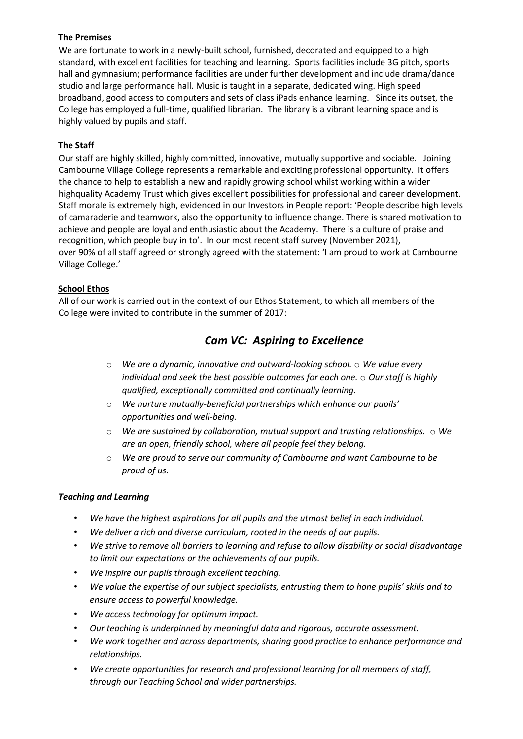**The Premises**

We are fortunate to work in a newly-built school, furnished, decorated and equipped to a high standard, with excellent facilities for teaching and learning. Sports facilities include 3G pitch, sports hall and gymnasium; performance facilities are under further development and include drama/dance studio and large performance hall. Music is taught in a separate, dedicated wing. High speed broadband, good access to computers and sets of class iPads enhance learning. Since its outset, the College has employed a full-time, qualified librarian. The library is a vibrant learning space and is highly valued by pupils and staff.

**The Staff**

Our staff are highly skilled, highly committed, innovative, mutually supportive and sociable. Joining Cambourne Village College represents a remarkable and exciting professional opportunity. It offers the chance to help to establish a new and rapidly growing school whilst working within a wider highquality Academy Trust which gives excellent possibilities for professional and career development. Staff morale is extremely high, evidenced in our Investors in People report: 'People describe high levels of camaraderie and teamwork, also the opportunity to influence change. There is shared motivation to achieve and people are loyal and enthusiastic about the Academy. There is a culture of praise and recognition, which people buy in to'. In our most recent staff survey (November 2021), over 90% of all staff agreed or strongly agreed with the statement: 'I am proud to work at Cambourne Village College.'

**School Ethos**

All of our work is carried out in the context of our Ethos Statement, to which all members of the College were invited to contribute in the summer of 2017:

## *Cam VC: Aspiring to Excellence*

- *We are a dynamic, innovative and outward-looking school.*
- *We value every individual and seek the best possible outcomes for each one.*
- *Our staff is highly qualified, exceptionally committed and continually learning.*
- *We nurture mutually-beneficial partnerships which enhance our pupils' opportunities and well-being.*
- *We are sustained by collaboration, mutual support and trusting relationships.*
- *We are an open, friendly school, where all people feel they belong.*
- *We are proud to serve our community of Cambourne and want Cambourne to be proud of us.*

***Teaching and Learning***

- *We have the highest aspirations for all pupils and the utmost belief in each individual.*
- *We deliver a rich and diverse curriculum, rooted in the needs of our pupils.*
- *We strive to remove all barriers to learning and refuse to allow disability or social disadvantage to limit our expectations or the achievements of our pupils.*
- *We inspire our pupils through excellent teaching.*
- *We value the expertise of our subject specialists, entrusting them to hone pupils' skills and to ensure access to powerful knowledge.*
- *We access technology for optimum impact.*
- *Our teaching is underpinned by meaningful data and rigorous, accurate assessment.*
- *We work together and across departments, sharing good practice to enhance performance and relationships.*
- *We create opportunities for research and professional learning for all members of staff, through our Teaching School and wider partnerships.*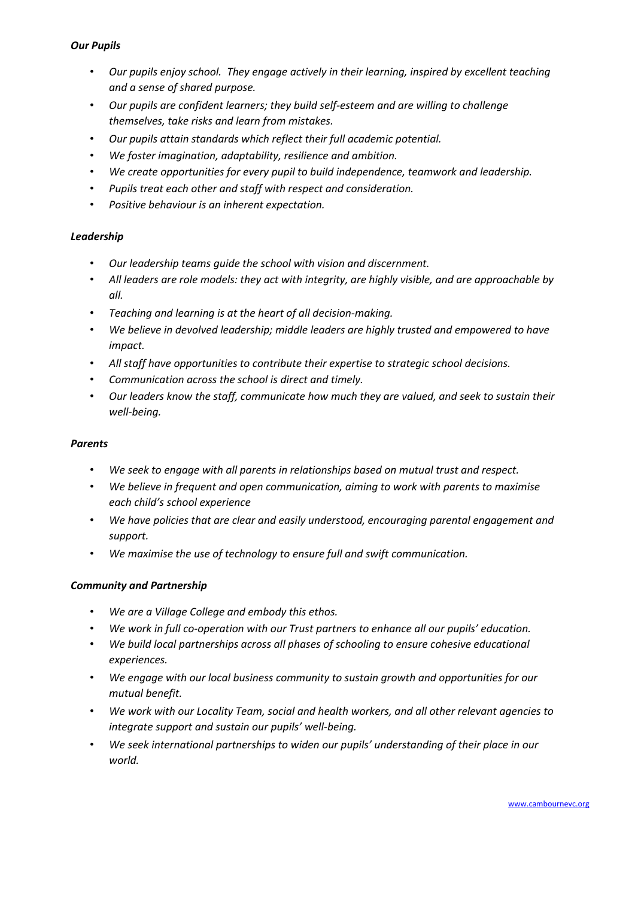***Our Pupils***

- *Our pupils enjoy school. They engage actively in their learning, inspired by excellent teaching and a sense of shared purpose.*
- *Our pupils are confident learners; they build self-esteem and are willing to challenge themselves, take risks and learn from mistakes.*
- *Our pupils attain standards which reflect their full academic potential.*
- *We foster imagination, adaptability, resilience and ambition.*
- *We create opportunities for every pupil to build independence, teamwork and leadership.*
- *Pupils treat each other and staff with respect and consideration.*
- *Positive behaviour is an inherent expectation.*

***Leadership***

- *Our leadership teams guide the school with vision and discernment.*
- *All leaders are role models: they act with integrity, are highly visible, and are approachable by all.*
- *Teaching and learning is at the heart of all decision-making.*
- *We believe in devolved leadership; middle leaders are highly trusted and empowered to have impact.*
- *All staff have opportunities to contribute their expertise to strategic school decisions.*
- *Communication across the school is direct and timely.*
- *Our leaders know the staff, communicate how much they are valued, and seek to sustain their well-being.*

***Parents***

- *We seek to engage with all parents in relationships based on mutual trust and respect.*
- *We believe in frequent and open communication, aiming to work with parents to maximise each child's school experience*
- *We have policies that are clear and easily understood, encouraging parental engagement and support.*
- *We maximise the use of technology to ensure full and swift communication.*

***Community and Partnership***

- *We are a Village College and embody this ethos.*
- *We work in full co-operation with our Trust partners to enhance all our pupils' education.*
- *We build local partnerships across all phases of schooling to ensure cohesive educational experiences.*
- *We engage with our local business community to sustain growth and opportunities for our mutual benefit.*
- *We work with our Locality Team, social and health workers, and all other relevant agencies to integrate support and sustain our pupils' well-being.*
- *We seek international partnerships to widen our pupils' understanding of their place in our world.*

www.cambournevc.org